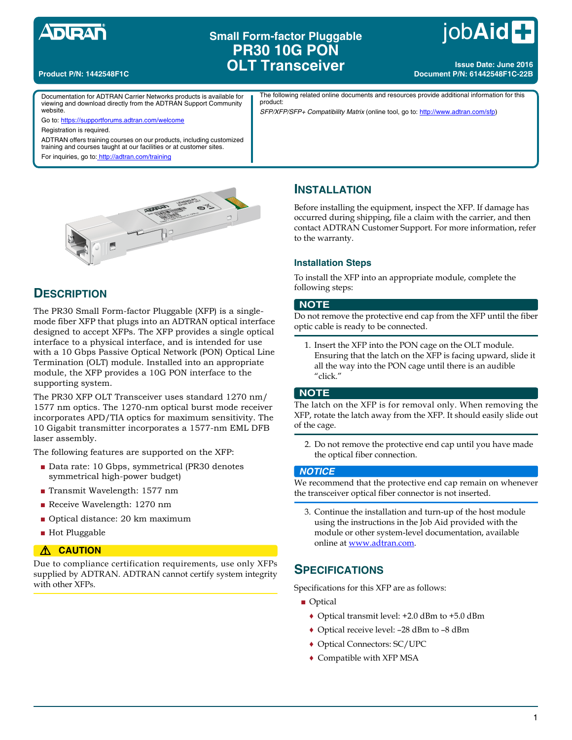**ADTRAN**

# Small Form-factor Pluggable PR30 10G PON OLT Transceiver

**jobAid**

**Product P/N: 1442548F1C**

**Issue Date: June 2016**
**Document P/N: 61442548F1C-22B**

Documentation for ADTRAN Carrier Networks products is available for viewing and download directly from the ADTRAN Support Community website.

Go to: https://supportforums.adtran.com/welcome

Registration is required.

ADTRAN offers training courses on our products, including customized training and courses taught at our facilities or at customer sites.

For inquiries, go to: http://adtran.com/training

The following related online documents and resources provide additional information for this product:

*SFP/XFP/SFP+ Compatibility Matrix* (online tool, go to: http://www.adtran.com/sfp)

## DESCRIPTION

The PR30 Small Form-factor Pluggable (XFP) is a single-mode fiber XFP that plugs into an ADTRAN optical interface designed to accept XFPs. The XFP provides a single optical interface to a physical interface, and is intended for use with a 10 Gbps Passive Optical Network (PON) Optical Line Termination (OLT) module. Installed into an appropriate module, the XFP provides a 10G PON interface to the supporting system.

The PR30 XFP OLT Transceiver uses standard 1270 nm/ 1577 nm optics. The 1270-nm optical burst mode receiver incorporates APD/TIA optics for maximum sensitivity. The 10 Gigabit transmitter incorporates a 1577-nm EML DFB laser assembly.

The following features are supported on the XFP:

- Data rate: 10 Gbps, symmetrical (PR30 denotes symmetrical high-power budget)
- Transmit Wavelength: 1577 nm
- Receive Wavelength: 1270 nm
- Optical distance: 20 km maximum
- Hot Pluggable

**⚠ CAUTION**

Due to compliance certification requirements, use only XFPs supplied by ADTRAN. ADTRAN cannot certify system integrity with other XFPs.

## INSTALLATION

Before installing the equipment, inspect the XFP. If damage has occurred during shipping, file a claim with the carrier, and then contact ADTRAN Customer Support. For more information, refer to the warranty.

### Installation Steps

To install the XFP into an appropriate module, complete the following steps:

**NOTE**

Do not remove the protective end cap from the XFP until the fiber optic cable is ready to be connected.

1. Insert the XFP into the PON cage on the OLT module. Ensuring that the latch on the XFP is facing upward, slide it all the way into the PON cage until there is an audible "click."

**NOTE**

The latch on the XFP is for removal only. When removing the XFP, rotate the latch away from the XFP. It should easily slide out of the cage.

2. Do not remove the protective end cap until you have made the optical fiber connection.

***NOTICE***

We recommend that the protective end cap remain on whenever the transceiver optical fiber connector is not inserted.

3. Continue the installation and turn-up of the host module using the instructions in the Job Aid provided with the module or other system-level documentation, available online at www.adtran.com.

## SPECIFICATIONS

Specifications for this XFP are as follows:

- Optical
  - Optical transmit level: +2.0 dBm to +5.0 dBm
  - Optical receive level: –28 dBm to –8 dBm
  - Optical Connectors: SC/UPC
  - Compatible with XFP MSA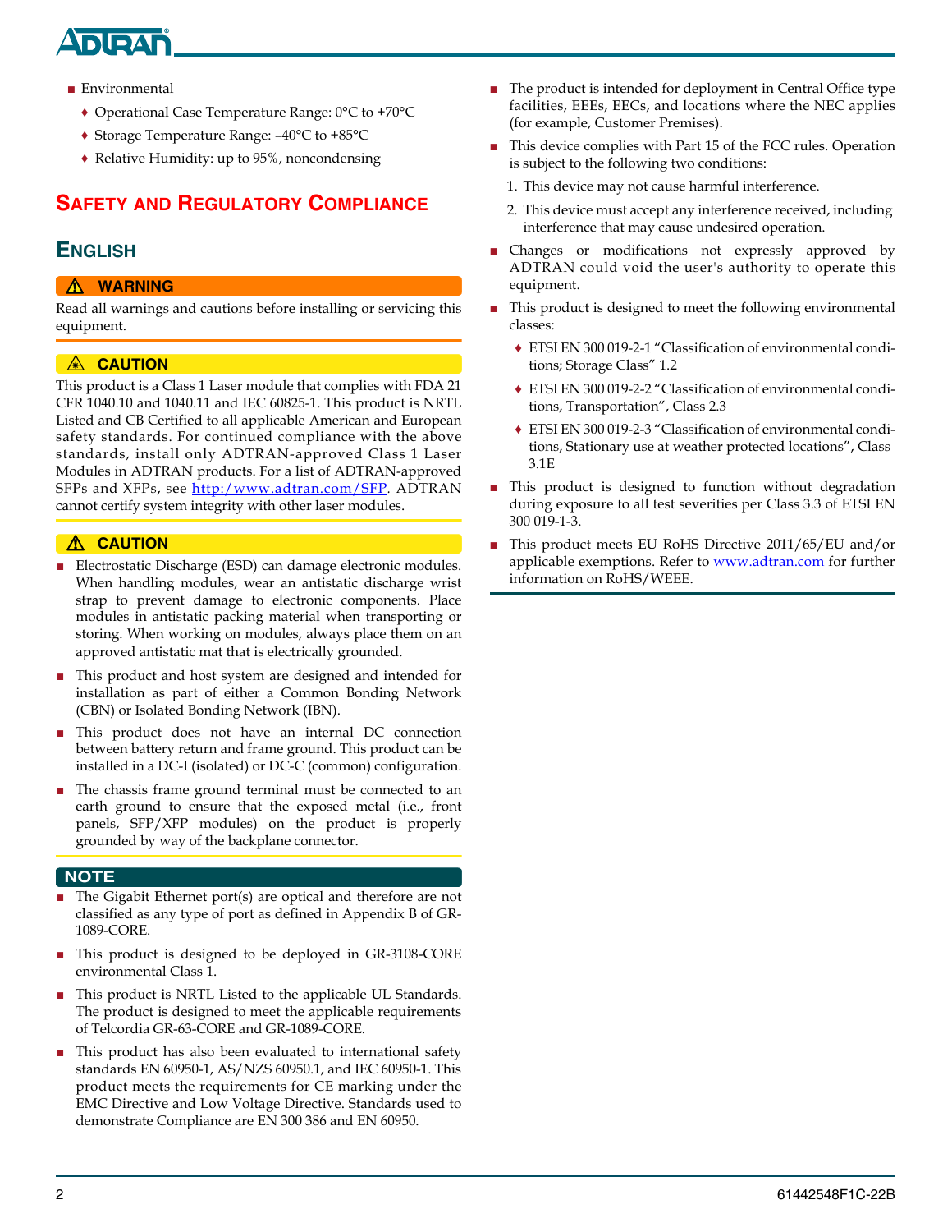- Environmental
  - Operational Case Temperature Range: 0°C to +70°C
  - Storage Temperature Range: –40°C to +85°C
  - Relative Humidity: up to 95%, noncondensing

## Safety and Regulatory Compliance

### English

**⚠ WARNING**

Read all warnings and cautions before installing or servicing this equipment.

**⚠ CAUTION**

This product is a Class 1 Laser module that complies with FDA 21 CFR 1040.10 and 1040.11 and IEC 60825-1. This product is NRTL Listed and CB Certified to all applicable American and European safety standards. For continued compliance with the above standards, install only ADTRAN-approved Class 1 Laser Modules in ADTRAN products. For a list of ADTRAN-approved SFPs and XFPs, see http://www.adtran.com/SFP. ADTRAN cannot certify system integrity with other laser modules.

**⚠ CAUTION**

- Electrostatic Discharge (ESD) can damage electronic modules. When handling modules, wear an antistatic discharge wrist strap to prevent damage to electronic components. Place modules in antistatic packing material when transporting or storing. When working on modules, always place them on an approved antistatic mat that is electrically grounded.
- This product and host system are designed and intended for installation as part of either a Common Bonding Network (CBN) or Isolated Bonding Network (IBN).
- This product does not have an internal DC connection between battery return and frame ground. This product can be installed in a DC-I (isolated) or DC-C (common) configuration.
- The chassis frame ground terminal must be connected to an earth ground to ensure that the exposed metal (i.e., front panels, SFP/XFP modules) on the product is properly grounded by way of the backplane connector.

**NOTE**

- The Gigabit Ethernet port(s) are optical and therefore are not classified as any type of port as defined in Appendix B of GR-1089-CORE.
- This product is designed to be deployed in GR-3108-CORE environmental Class 1.
- This product is NRTL Listed to the applicable UL Standards. The product is designed to meet the applicable requirements of Telcordia GR-63-CORE and GR-1089-CORE.
- This product has also been evaluated to international safety standards EN 60950-1, AS/NZS 60950.1, and IEC 60950-1. This product meets the requirements for CE marking under the EMC Directive and Low Voltage Directive. Standards used to demonstrate Compliance are EN 300 386 and EN 60950.
- The product is intended for deployment in Central Office type facilities, EEEs, EECs, and locations where the NEC applies (for example, Customer Premises).
- This device complies with Part 15 of the FCC rules. Operation is subject to the following two conditions:
  1. This device may not cause harmful interference.
  2. This device must accept any interference received, including interference that may cause undesired operation.
- Changes or modifications not expressly approved by ADTRAN could void the user's authority to operate this equipment.
- This product is designed to meet the following environmental classes:
  - ETSI EN 300 019-2-1 "Classification of environmental conditions; Storage Class" 1.2
  - ETSI EN 300 019-2-2 "Classification of environmental conditions, Transportation", Class 2.3
  - ETSI EN 300 019-2-3 "Classification of environmental conditions, Stationary use at weather protected locations", Class 3.1E
- This product is designed to function without degradation during exposure to all test severities per Class 3.3 of ETSI EN 300 019-1-3.
- This product meets EU RoHS Directive 2011/65/EU and/or applicable exemptions. Refer to www.adtran.com for further information on RoHS/WEEE.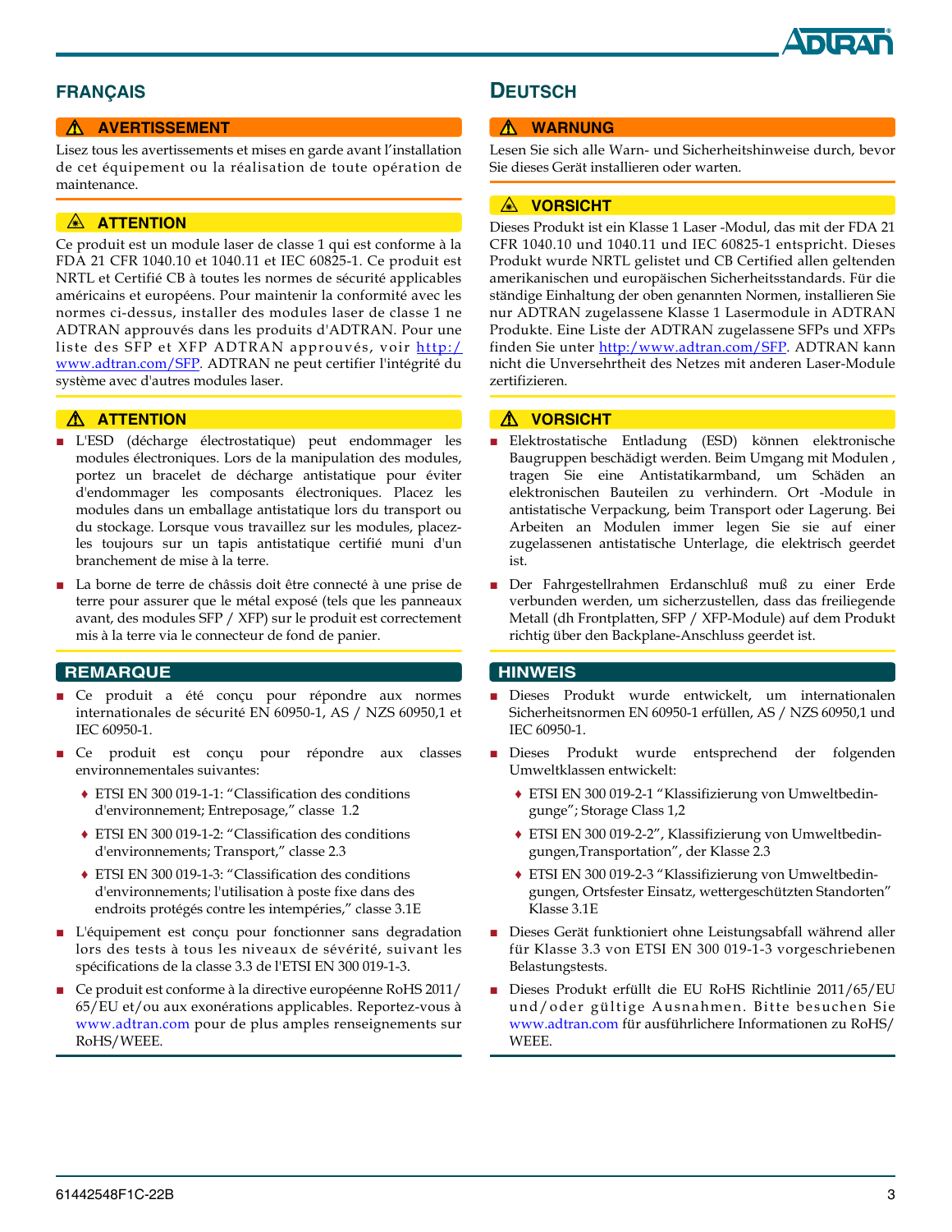## FRANÇAIS

### ⚠ AVERTISSEMENT

Lisez tous les avertissements et mises en garde avant l'installation de cet équipement ou la réalisation de toute opération de maintenance.

### ATTENTION

Ce produit est un module laser de classe 1 qui est conforme à la FDA 21 CFR 1040.10 et 1040.11 et IEC 60825-1. Ce produit est NRTL et Certifié CB à toutes les normes de sécurité applicables américains et européens. Pour maintenir la conformité avec les normes ci-dessus, installer des modules laser de classe 1 ne ADTRAN approuvés dans les produits d'ADTRAN. Pour une liste des SFP et XFP ADTRAN approuvés, voir http://www.adtran.com/SFP. ADTRAN ne peut certifier l'intégrité du système avec d'autres modules laser.

### ⚠ ATTENTION

- L'ESD (décharge électrostatique) peut endommager les modules électroniques. Lors de la manipulation des modules, portez un bracelet de décharge antistatique pour éviter d'endommager les composants électroniques. Placez les modules dans un emballage antistatique lors du transport ou du stockage. Lorsque vous travaillez sur les modules, placez-les toujours sur un tapis antistatique certifié muni d'un branchement de mise à la terre.
- La borne de terre de châssis doit être connecté à une prise de terre pour assurer que le métal exposé (tels que les panneaux avant, des modules SFP / XFP) sur le produit est correctement mis à la terre via le connecteur de fond de panier.

### REMARQUE

- Ce produit a été conçu pour répondre aux normes internationales de sécurité EN 60950-1, AS / NZS 60950,1 et IEC 60950-1.
- Ce produit est conçu pour répondre aux classes environnementales suivantes:
  - ETSI EN 300 019-1-1: “Classification des conditions d'environnement; Entreposage,” classe 1.2
  - ETSI EN 300 019-1-2: “Classification des conditions d'environnements; Transport,” classe 2.3
  - ETSI EN 300 019-1-3: “Classification des conditions d'environnements; l'utilisation à poste fixe dans des endroits protégés contre les intempéries,” classe 3.1E
- L'équipement est conçu pour fonctionner sans degradation lors des tests à tous les niveaux de sévérité, suivant les spécifications de la classe 3.3 de l'ETSI EN 300 019-1-3.
- Ce produit est conforme à la directive européenne RoHS 2011/65/EU et/ou aux exonérations applicables. Reportez-vous à www.adtran.com pour de plus amples renseignements sur RoHS/WEEE.

## DEUTSCH

### ⚠ WARNUNG

Lesen Sie sich alle Warn- und Sicherheitshinweise durch, bevor Sie dieses Gerät installieren oder warten.

### VORSICHT

Dieses Produkt ist ein Klasse 1 Laser -Modul, das mit der FDA 21 CFR 1040.10 und 1040.11 und IEC 60825-1 entspricht. Dieses Produkt wurde NRTL gelistet und CB Certified allen geltenden amerikanischen und europäischen Sicherheitsstandards. Für die ständige Einhaltung der oben genannten Normen, installieren Sie nur ADTRAN zugelassene Klasse 1 Lasermodule in ADTRAN Produkte. Eine Liste der ADTRAN zugelassene SFPs und XFPs finden Sie unter http://www.adtran.com/SFP. ADTRAN kann nicht die Unversehrtheit des Netzes mit anderen Laser-Module zertifizieren.

### ⚠ VORSICHT

- Elektrostatische Entladung (ESD) können elektronische Baugruppen beschädigt werden. Beim Umgang mit Modulen , tragen Sie eine Antistatikarmband, um Schäden an elektronischen Bauteilen zu verhindern. Ort -Module in antistatische Verpackung, beim Transport oder Lagerung. Bei Arbeiten an Modulen immer legen Sie sie auf einer zugelassenen antistatische Unterlage, die elektrisch geerdet ist.
- Der Fahrgestellrahmen Erdanschluß muß zu einer Erde verbunden werden, um sicherzustellen, dass das freiliegende Metall (dh Frontplatten, SFP / XFP-Module) auf dem Produkt richtig über den Backplane-Anschluss geerdet ist.

### HINWEIS

- Dieses Produkt wurde entwickelt, um internationalen Sicherheitsnormen EN 60950-1 erfüllen, AS / NZS 60950,1 und IEC 60950-1.
- Dieses Produkt wurde entsprechend der folgenden Umweltklassen entwickelt:
  - ETSI EN 300 019-2-1 “Klassifizierung von Umweltbedingunge”; Storage Class 1,2
  - ETSI EN 300 019-2-2”, Klassifizierung von Umweltbedingungen,Transportation”, der Klasse 2.3
  - ETSI EN 300 019-2-3 “Klassifizierung von Umweltbedingungen, Ortsfester Einsatz, wettergeschützten Standorten” Klasse 3.1E
- Dieses Gerät funktioniert ohne Leistungsabfall während aller für Klasse 3.3 von ETSI EN 300 019-1-3 vorgeschriebenen Belastungstests.
- Dieses Produkt erfüllt die EU RoHS Richtlinie 2011/65/EU und/oder gültige Ausnahmen. Bitte besuchen Sie www.adtran.com für ausführlichere Informationen zu RoHS/WEEE.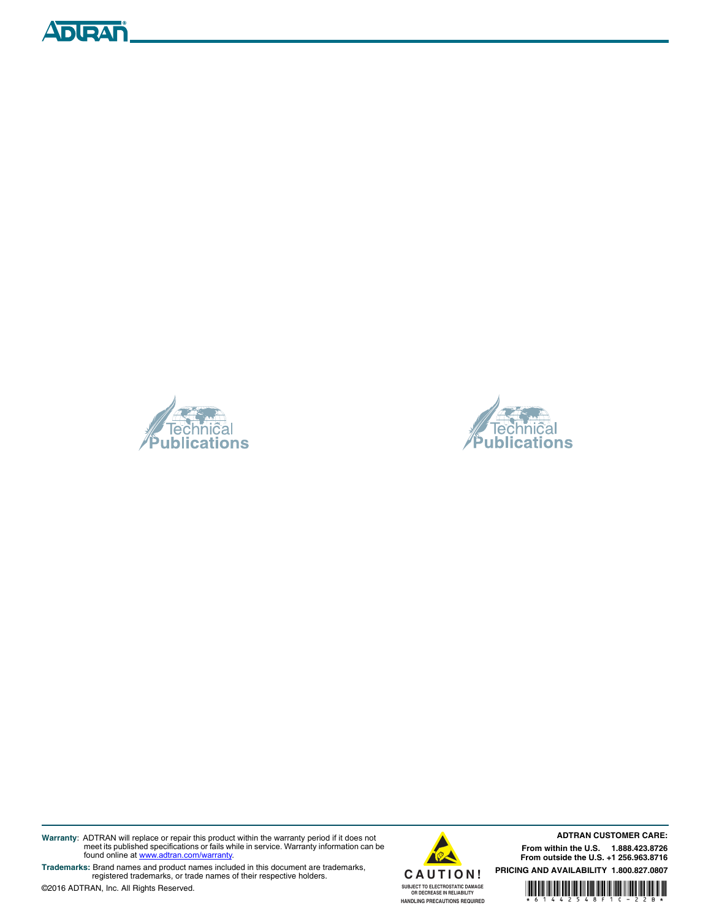**Warranty**: ADTRAN will replace or repair this product within the warranty period if it does not meet its published specifications or fails while in service. Warranty information can be found online at www.adtran.com/warranty.

**Trademarks:** Brand names and product names included in this document are trademarks, registered trademarks, or trade names of their respective holders.

©2016 ADTRAN, Inc. All Rights Reserved.

**CAUTION!**

SUBJECT TO ELECTROSTATIC DAMAGE OR DECREASE IN RELIABILITY

HANDLING PRECAUTIONS REQUIRED

**ADTRAN CUSTOMER CARE:**

**From within the U.S. 1.888.423.8726**

**From outside the U.S. +1 256.963.8716**

**PRICING AND AVAILABILITY 1.800.827.0807**

*61442548F1C-22B*